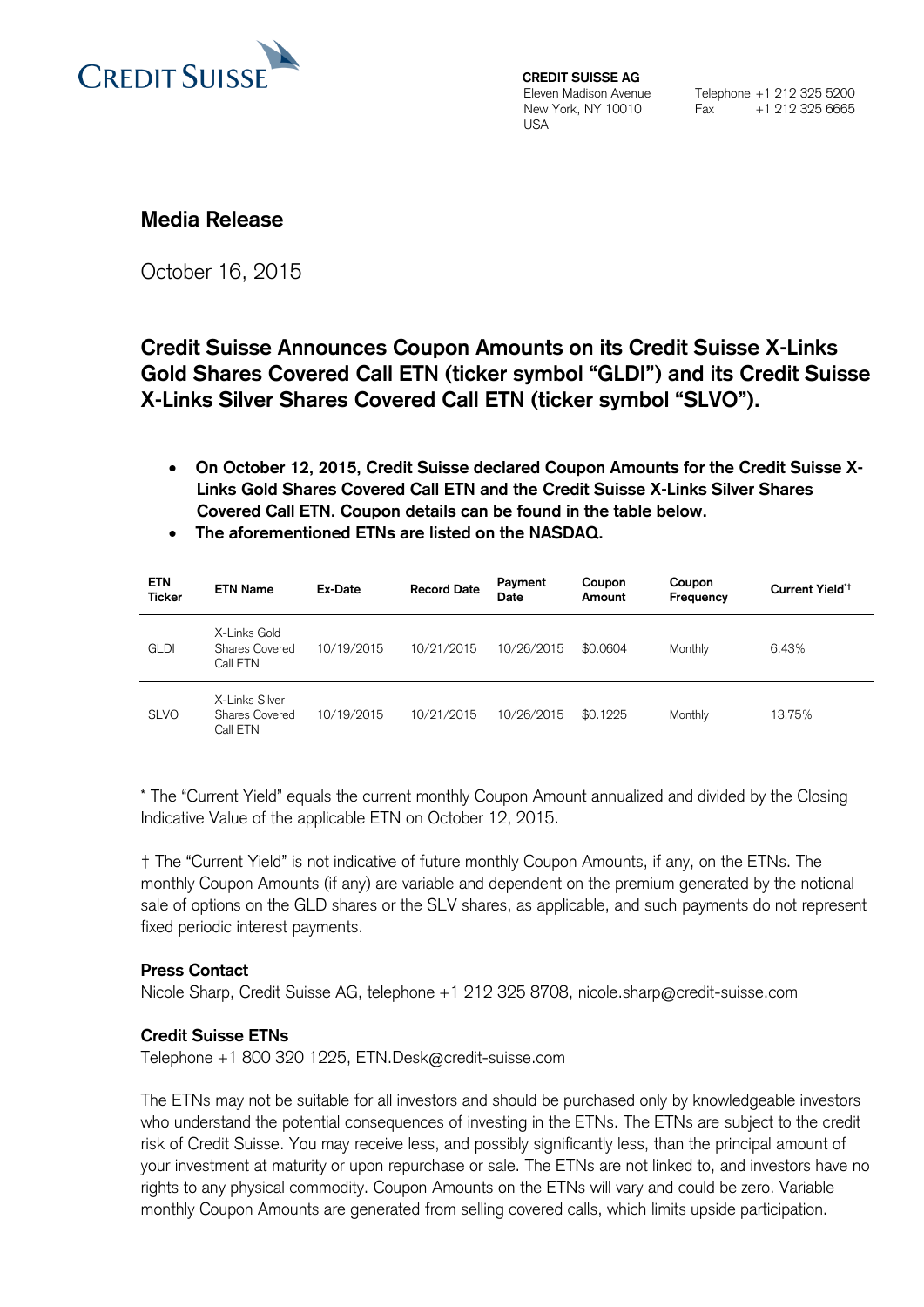CREDIT SUISSE

**CREDIT SUISSE AG**
Eleven Madison Avenue
New York, NY 10010
USA

Telephone +1 212 325 5200
Fax +1 212 325 6665

## Media Release

October 16, 2015

## Credit Suisse Announces Coupon Amounts on its Credit Suisse X-Links Gold Shares Covered Call ETN (ticker symbol "GLDI") and its Credit Suisse X-Links Silver Shares Covered Call ETN (ticker symbol "SLVO").

- **On October 12, 2015, Credit Suisse declared Coupon Amounts for the Credit Suisse X-Links Gold Shares Covered Call ETN and the Credit Suisse X-Links Silver Shares Covered Call ETN. Coupon details can be found in the table below.**
- **The aforementioned ETNs are listed on the NASDAQ.**

| ETN Ticker | ETN Name | Ex-Date | Record Date | Payment Date | Coupon Amount | Coupon Frequency | Current Yield*† |
|---|---|---|---|---|---|---|---|
| GLDI | X-Links Gold Shares Covered Call ETN | 10/19/2015 | 10/21/2015 | 10/26/2015 | $0.0604 | Monthly | 6.43% |
| SLVO | X-Links Silver Shares Covered Call ETN | 10/19/2015 | 10/21/2015 | 10/26/2015 | $0.1225 | Monthly | 13.75% |

* The "Current Yield" equals the current monthly Coupon Amount annualized and divided by the Closing Indicative Value of the applicable ETN on October 12, 2015.

† The "Current Yield" is not indicative of future monthly Coupon Amounts, if any, on the ETNs. The monthly Coupon Amounts (if any) are variable and dependent on the premium generated by the notional sale of options on the GLD shares or the SLV shares, as applicable, and such payments do not represent fixed periodic interest payments.

### Press Contact

Nicole Sharp, Credit Suisse AG, telephone +1 212 325 8708, nicole.sharp@credit-suisse.com

### Credit Suisse ETNs

Telephone +1 800 320 1225, ETN.Desk@credit-suisse.com

The ETNs may not be suitable for all investors and should be purchased only by knowledgeable investors who understand the potential consequences of investing in the ETNs. The ETNs are subject to the credit risk of Credit Suisse. You may receive less, and possibly significantly less, than the principal amount of your investment at maturity or upon repurchase or sale. The ETNs are not linked to, and investors have no rights to any physical commodity. Coupon Amounts on the ETNs will vary and could be zero. Variable monthly Coupon Amounts are generated from selling covered calls, which limits upside participation.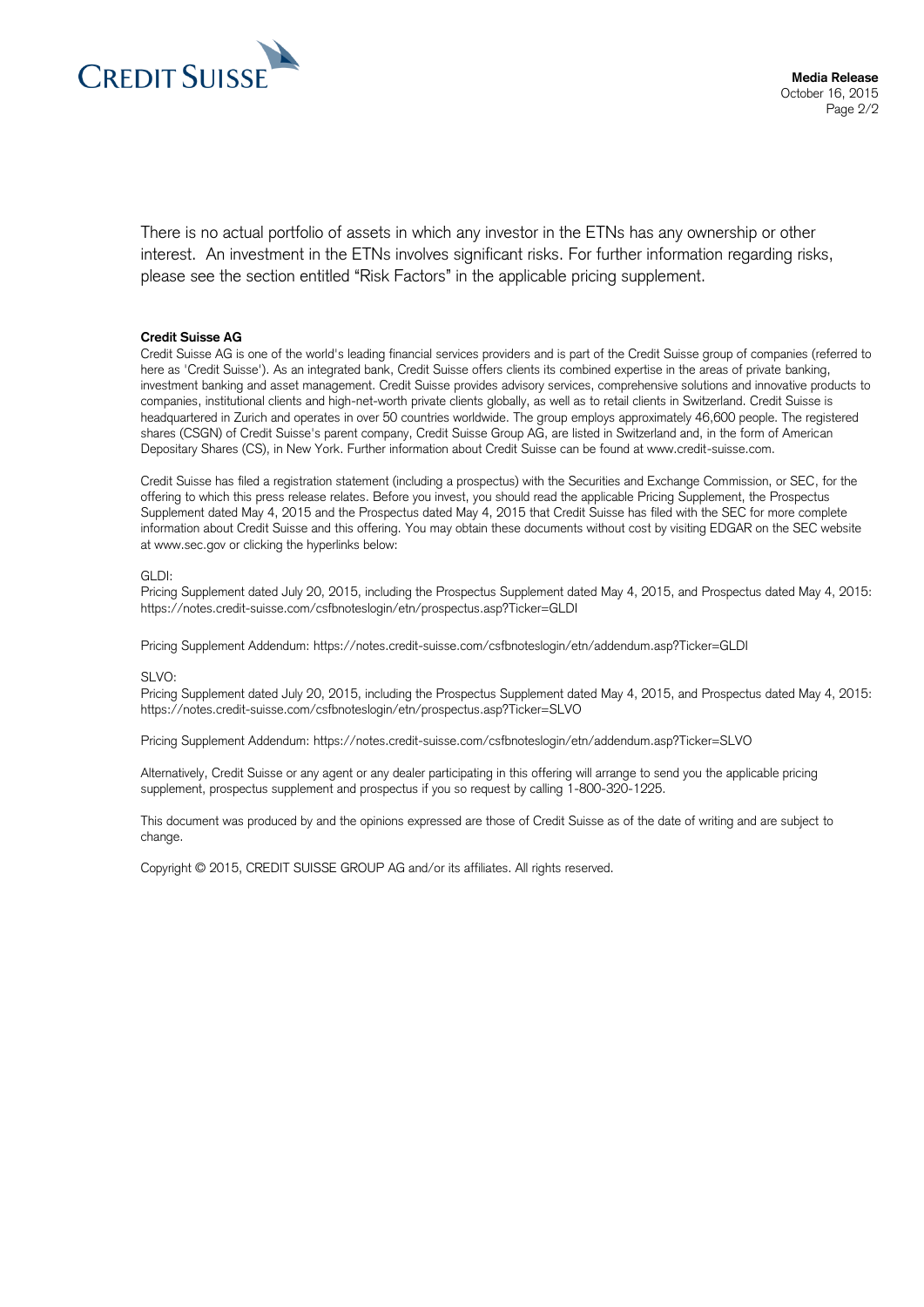There is no actual portfolio of assets in which any investor in the ETNs has any ownership or other interest. An investment in the ETNs involves significant risks. For further information regarding risks, please see the section entitled "Risk Factors" in the applicable pricing supplement.

**Credit Suisse AG**

Credit Suisse AG is one of the world's leading financial services providers and is part of the Credit Suisse group of companies (referred to here as 'Credit Suisse'). As an integrated bank, Credit Suisse offers clients its combined expertise in the areas of private banking, investment banking and asset management. Credit Suisse provides advisory services, comprehensive solutions and innovative products to companies, institutional clients and high-net-worth private clients globally, as well as to retail clients in Switzerland. Credit Suisse is headquartered in Zurich and operates in over 50 countries worldwide. The group employs approximately 46,600 people. The registered shares (CSGN) of Credit Suisse's parent company, Credit Suisse Group AG, are listed in Switzerland and, in the form of American Depositary Shares (CS), in New York. Further information about Credit Suisse can be found at www.credit-suisse.com.

Credit Suisse has filed a registration statement (including a prospectus) with the Securities and Exchange Commission, or SEC, for the offering to which this press release relates. Before you invest, you should read the applicable Pricing Supplement, the Prospectus Supplement dated May 4, 2015 and the Prospectus dated May 4, 2015 that Credit Suisse has filed with the SEC for more complete information about Credit Suisse and this offering. You may obtain these documents without cost by visiting EDGAR on the SEC website at www.sec.gov or clicking the hyperlinks below:

GLDI:
Pricing Supplement dated July 20, 2015, including the Prospectus Supplement dated May 4, 2015, and Prospectus dated May 4, 2015: https://notes.credit-suisse.com/csfbnoteslogin/etn/prospectus.asp?Ticker=GLDI

Pricing Supplement Addendum: https://notes.credit-suisse.com/csfbnoteslogin/etn/addendum.asp?Ticker=GLDI

SLVO:
Pricing Supplement dated July 20, 2015, including the Prospectus Supplement dated May 4, 2015, and Prospectus dated May 4, 2015: https://notes.credit-suisse.com/csfbnoteslogin/etn/prospectus.asp?Ticker=SLVO

Pricing Supplement Addendum: https://notes.credit-suisse.com/csfbnoteslogin/etn/addendum.asp?Ticker=SLVO

Alternatively, Credit Suisse or any agent or any dealer participating in this offering will arrange to send you the applicable pricing supplement, prospectus supplement and prospectus if you so request by calling 1-800-320-1225.

This document was produced by and the opinions expressed are those of Credit Suisse as of the date of writing and are subject to change.

Copyright © 2015, CREDIT SUISSE GROUP AG and/or its affiliates. All rights reserved.